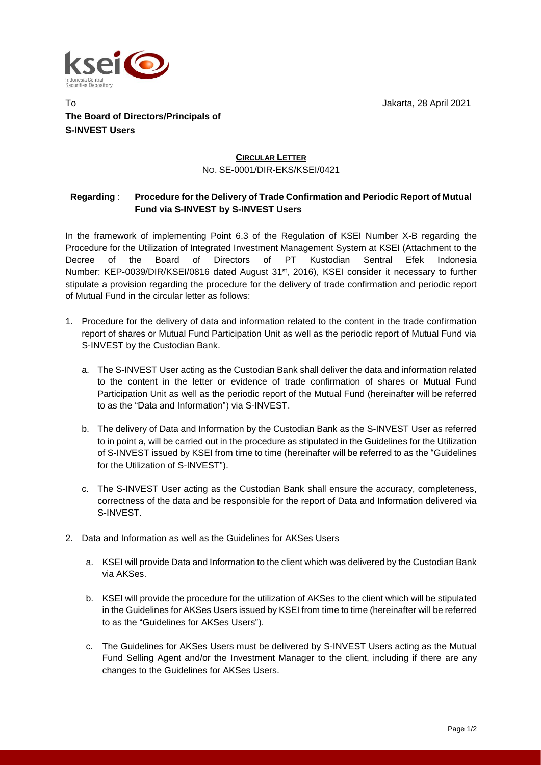To

**The Board of Directors/Principals of S-INVEST Users**

Jakarta, 28 April 2021

**CIRCULAR LETTER**

NO. SE-0001/DIR-EKS/KSEI/0421

**Regarding** : **Procedure for the Delivery of Trade Confirmation and Periodic Report of Mutual Fund via S-INVEST by S-INVEST Users**

In the framework of implementing Point 6.3 of the Regulation of KSEI Number X-B regarding the Procedure for the Utilization of Integrated Investment Management System at KSEI (Attachment to the Decree of the Board of Directors of PT Kustodian Sentral Efek Indonesia Number: KEP-0039/DIR/KSEI/0816 dated August 31st, 2016), KSEI consider it necessary to further stipulate a provision regarding the procedure for the delivery of trade confirmation and periodic report of Mutual Fund in the circular letter as follows:

1. Procedure for the delivery of data and information related to the content in the trade confirmation report of shares or Mutual Fund Participation Unit as well as the periodic report of Mutual Fund via S-INVEST by the Custodian Bank.
   a. The S-INVEST User acting as the Custodian Bank shall deliver the data and information related to the content in the letter or evidence of trade confirmation of shares or Mutual Fund Participation Unit as well as the periodic report of the Mutual Fund (hereinafter will be referred to as the "Data and Information") via S-INVEST.
   b. The delivery of Data and Information by the Custodian Bank as the S-INVEST User as referred to in point a, will be carried out in the procedure as stipulated in the Guidelines for the Utilization of S-INVEST issued by KSEI from time to time (hereinafter will be referred to as the "Guidelines for the Utilization of S-INVEST").
   c. The S-INVEST User acting as the Custodian Bank shall ensure the accuracy, completeness, correctness of the data and be responsible for the report of Data and Information delivered via S-INVEST.
2. Data and Information as well as the Guidelines for AKSes Users
   a. KSEI will provide Data and Information to the client which was delivered by the Custodian Bank via AKSes.
   b. KSEI will provide the procedure for the utilization of AKSes to the client which will be stipulated in the Guidelines for AKSes Users issued by KSEI from time to time (hereinafter will be referred to as the "Guidelines for AKSes Users").
   c. The Guidelines for AKSes Users must be delivered by S-INVEST Users acting as the Mutual Fund Selling Agent and/or the Investment Manager to the client, including if there are any changes to the Guidelines for AKSes Users.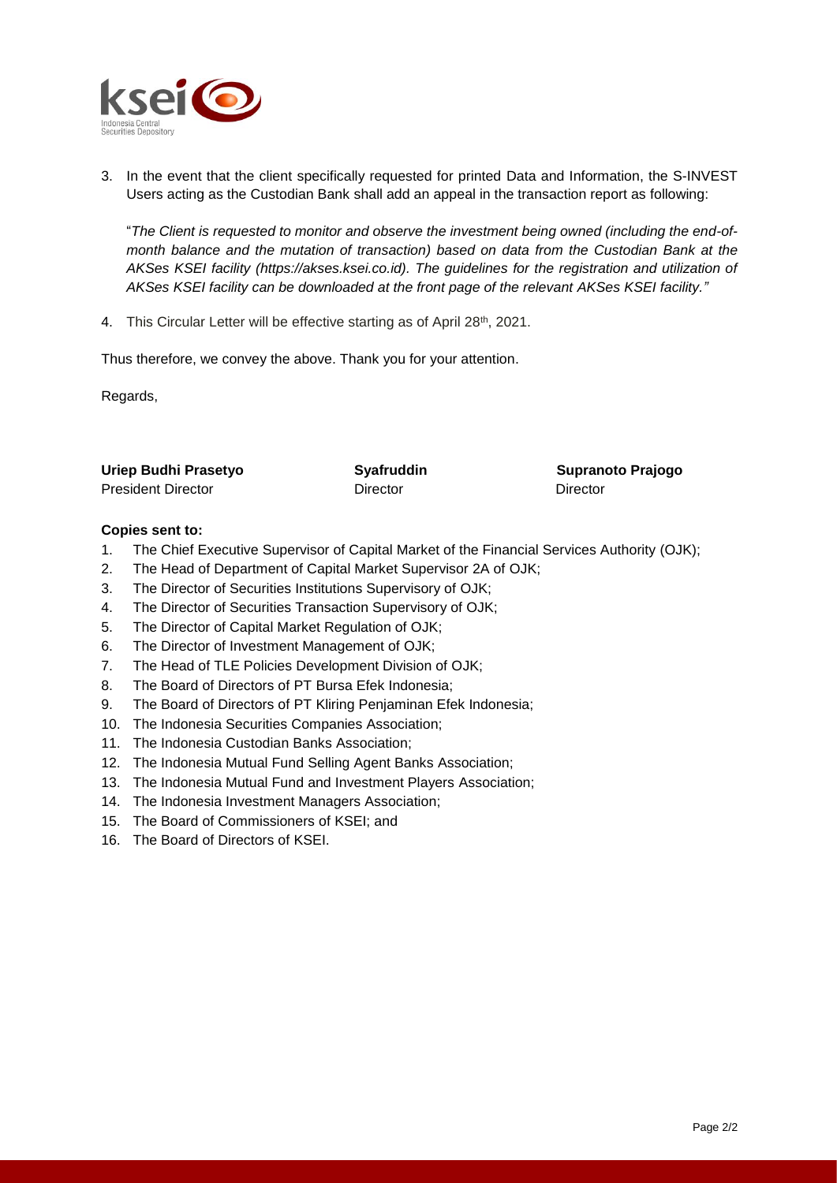3. In the event that the client specifically requested for printed Data and Information, the S-INVEST Users acting as the Custodian Bank shall add an appeal in the transaction report as following:

   "*The Client is requested to monitor and observe the investment being owned (including the end-of-month balance and the mutation of transaction) based on data from the Custodian Bank at the AKSes KSEI facility (https://akses.ksei.co.id). The guidelines for the registration and utilization of AKSes KSEI facility can be downloaded at the front page of the relevant AKSes KSEI facility.*"

4. This Circular Letter will be effective starting as of April 28th, 2021.

Thus therefore, we convey the above. Thank you for your attention.

Regards,

| | | |
|---|---|---|
| **Uriep Budhi Prasetyo** | **Syafruddin** | **Supranoto Prajogo** |
| President Director | Director | Director |

**Copies sent to:**

1. The Chief Executive Supervisor of Capital Market of the Financial Services Authority (OJK);
2. The Head of Department of Capital Market Supervisor 2A of OJK;
3. The Director of Securities Institutions Supervisory of OJK;
4. The Director of Securities Transaction Supervisory of OJK;
5. The Director of Capital Market Regulation of OJK;
6. The Director of Investment Management of OJK;
7. The Head of TLE Policies Development Division of OJK;
8. The Board of Directors of PT Bursa Efek Indonesia;
9. The Board of Directors of PT Kliring Penjaminan Efek Indonesia;
10. The Indonesia Securities Companies Association;
11. The Indonesia Custodian Banks Association;
12. The Indonesia Mutual Fund Selling Agent Banks Association;
13. The Indonesia Mutual Fund and Investment Players Association;
14. The Indonesia Investment Managers Association;
15. The Board of Commissioners of KSEI; and
16. The Board of Directors of KSEI.